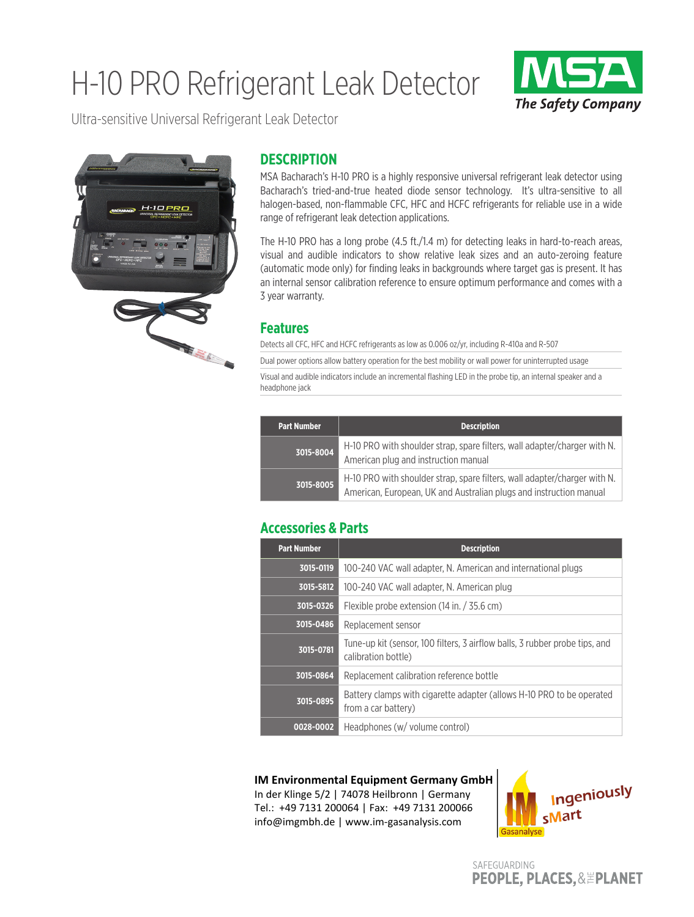# H-10 PRO Refrigerant Leak Detector

Ultra-sensitive Universal Refrigerant Leak Detector

## DESCRIPTION

MSA Bacharach's H-10 PRO is a highly responsive universal refrigerant leak detector using Bacharach's tried-and-true heated diode sensor technology. It's ultra-sensitive to all halogen-based, non-flammable CFC, HFC and HCFC refrigerants for reliable use in a wide range of refrigerant leak detection applications.

The H-10 PRO has a long probe (4.5 ft./1.4 m) for detecting leaks in hard-to-reach areas, visual and audible indicators to show relative leak sizes and an auto-zeroing feature (automatic mode only) for finding leaks in backgrounds where target gas is present. It has an internal sensor calibration reference to ensure optimum performance and comes with a 3 year warranty.

## Features

- Detects all CFC, HFC and HCFC refrigerants as low as 0.006 oz/yr, including R-410a and R-507
- Dual power options allow battery operation for the best mobility or wall power for uninterrupted usage
- Visual and audible indicators include an incremental flashing LED in the probe tip, an internal speaker and a headphone jack

| Part Number | Description |
|---|---|
| 3015-8004 | H-10 PRO with shoulder strap, spare filters, wall adapter/charger with N. American plug and instruction manual |
| 3015-8005 | H-10 PRO with shoulder strap, spare filters, wall adapter/charger with N. American, European, UK and Australian plugs and instruction manual |

## Accessories & Parts

| Part Number | Description |
|---|---|
| 3015-0119 | 100-240 VAC wall adapter, N. American and international plugs |
| 3015-5812 | 100-240 VAC wall adapter, N. American plug |
| 3015-0326 | Flexible probe extension (14 in. / 35.6 cm) |
| 3015-0486 | Replacement sensor |
| 3015-0781 | Tune-up kit (sensor, 100 filters, 3 airflow balls, 3 rubber probe tips, and calibration bottle) |
| 3015-0864 | Replacement calibration reference bottle |
| 3015-0895 | Battery clamps with cigarette adapter (allows H-10 PRO to be operated from a car battery) |
| 0028-0002 | Headphones (w/ volume control) |

**IM Environmental Equipment Germany GmbH**
In der Klinge 5/2 | 74078 Heilbronn | Germany
Tel.: +49 7131 200064 | Fax: +49 7131 200066
info@imgmbh.de | www.im-gasanalysis.com

SAFEGUARDING PEOPLE, PLACES, & THE PLANET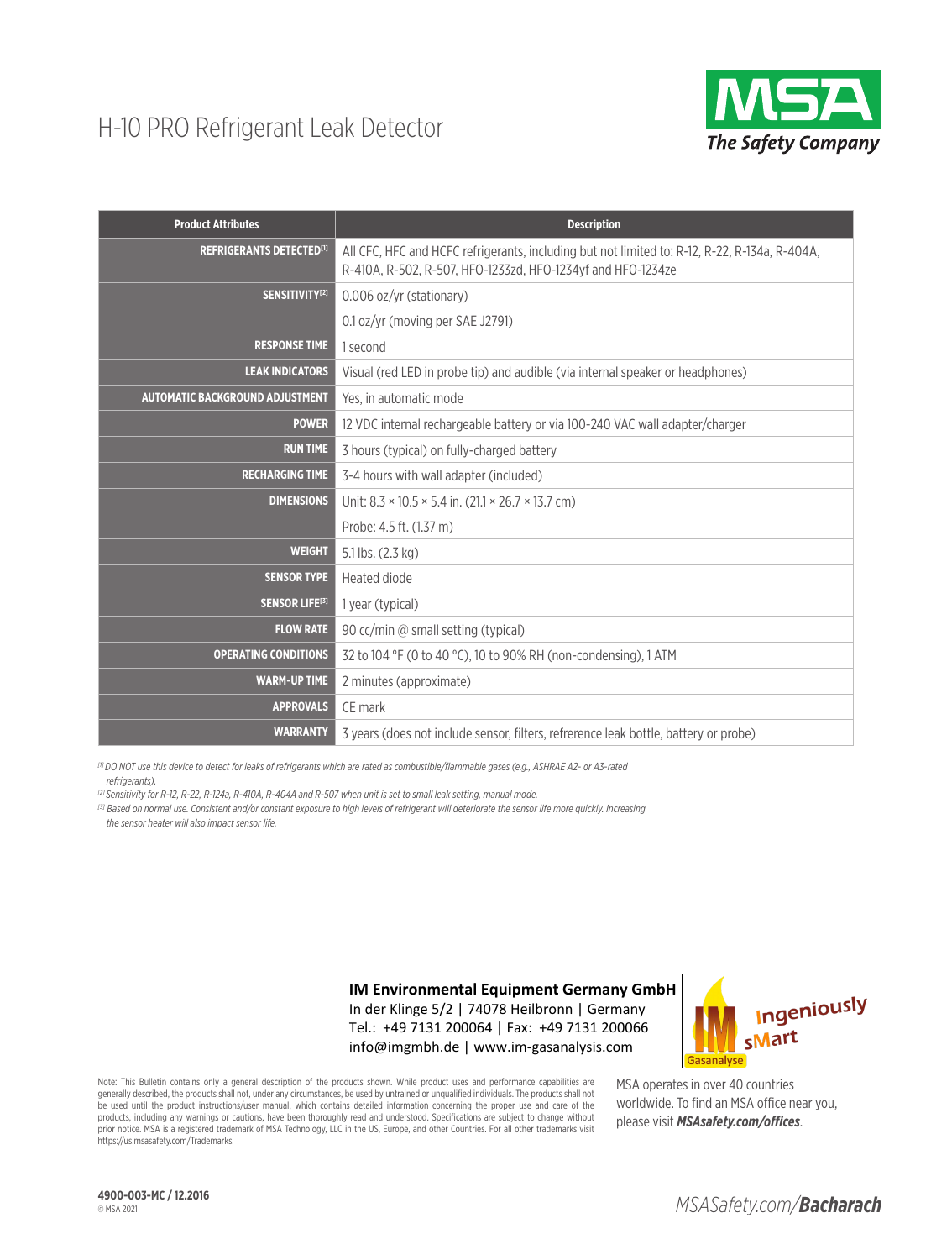# H-10 PRO Refrigerant Leak Detector

| Product Attributes | Description |
|---|---|
| REFRIGERANTS DETECTED[1] | All CFC, HFC and HCFC refrigerants, including but not limited to: R-12, R-22, R-134a, R-404A, R-410A, R-502, R-507, HFO-1233zd, HFO-1234yf and HFO-1234ze |
| SENSITIVITY[2] | 0.006 oz/yr (stationary) |
| | 0.1 oz/yr (moving per SAE J2791) |
| RESPONSE TIME | 1 second |
| LEAK INDICATORS | Visual (red LED in probe tip) and audible (via internal speaker or headphones) |
| AUTOMATIC BACKGROUND ADJUSTMENT | Yes, in automatic mode |
| POWER | 12 VDC internal rechargeable battery or via 100-240 VAC wall adapter/charger |
| RUN TIME | 3 hours (typical) on fully-charged battery |
| RECHARGING TIME | 3-4 hours with wall adapter (included) |
| DIMENSIONS | Unit: 8.3 × 10.5 × 5.4 in. (21.1 × 26.7 × 13.7 cm) |
| | Probe: 4.5 ft. (1.37 m) |
| WEIGHT | 5.1 lbs. (2.3 kg) |
| SENSOR TYPE | Heated diode |
| SENSOR LIFE[3] | 1 year (typical) |
| FLOW RATE | 90 cc/min @ small setting (typical) |
| OPERATING CONDITIONS | 32 to 104 °F (0 to 40 °C), 10 to 90% RH (non-condensing), 1 ATM |
| WARM-UP TIME | 2 minutes (approximate) |
| APPROVALS | CE mark |
| WARRANTY | 3 years (does not include sensor, filters, refrerence leak bottle, battery or probe) |

*[1] DO NOT use this device to detect for leaks of refrigerants which are rated as combustible/flammable gases (e.g., ASHRAE A2- or A3-rated refrigerants).*

*[2] Sensitivity for R-12, R-22, R-124a, R-410A, R-404A and R-507 when unit is set to small leak setting, manual mode.*

*[3] Based on normal use. Consistent and/or constant exposure to high levels of refrigerant will deteriorate the sensor life more quickly. Increasing the sensor heater will also impact sensor life.*

**IM Environmental Equipment Germany GmbH**
In der Klinge 5/2 | 74078 Heilbronn | Germany
Tel.: +49 7131 200064 | Fax: +49 7131 200066
info@imgmbh.de | www.im-gasanalysis.com

Ingeniously sMart

Gasanalyse

Note: This Bulletin contains only a general description of the products shown. While product uses and performance capabilities are generally described, the products shall not, under any circumstances, be used by untrained or unqualified individuals. The products shall not be used until the product instructions/user manual, which contains detailed information concerning the proper use and care of the products, including any warnings or cautions, have been thoroughly read and understood. Specifications are subject to change without prior notice. MSA is a registered trademark of MSA Technology, LLC in the US, Europe, and other Countries. For all other trademarks visit https://us.msasafety.com/Trademarks.

MSA operates in over 40 countries worldwide. To find an MSA office near you, please visit ***MSAsafety.com/offices***.

**4900-003-MC / 12.2016**
© MSA 2021

*MSASafety.com/**Bacharach***